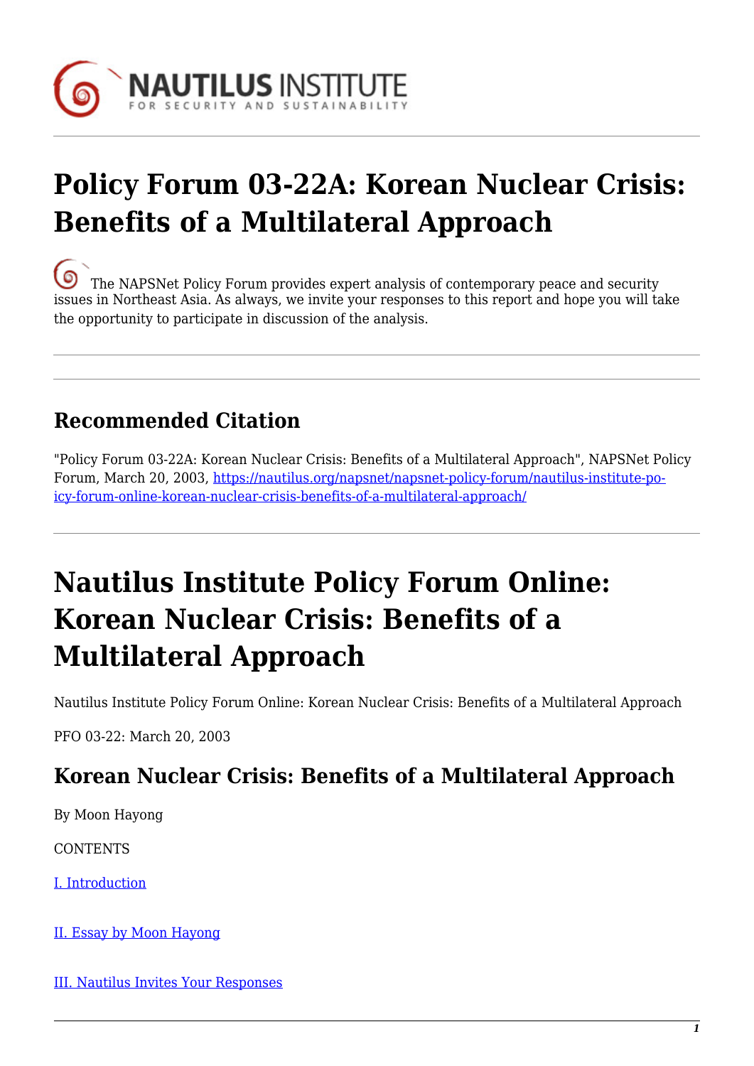# Policy Forum 03-22A: Korean Nuclear Crisis: Benefits of a Multilateral Approach

The NAPSNet Policy Forum provides expert analysis of contemporary peace and security issues in Northeast Asia. As always, we invite your responses to this report and hope you will take the opportunity to participate in discussion of the analysis.

## Recommended Citation

"Policy Forum 03-22A: Korean Nuclear Crisis: Benefits of a Multilateral Approach", NAPSNet Policy Forum, March 20, 2003, https://nautilus.org/napsnet/napsnet-policy-forum/nautilus-institute-policy-forum-online-korean-nuclear-crisis-benefits-of-a-multilateral-approach/

# Nautilus Institute Policy Forum Online: Korean Nuclear Crisis: Benefits of a Multilateral Approach

Nautilus Institute Policy Forum Online: Korean Nuclear Crisis: Benefits of a Multilateral Approach

PFO 03-22: March 20, 2003

## Korean Nuclear Crisis: Benefits of a Multilateral Approach

By Moon Hayong

CONTENTS

I. Introduction

II. Essay by Moon Hayong

III. Nautilus Invites Your Responses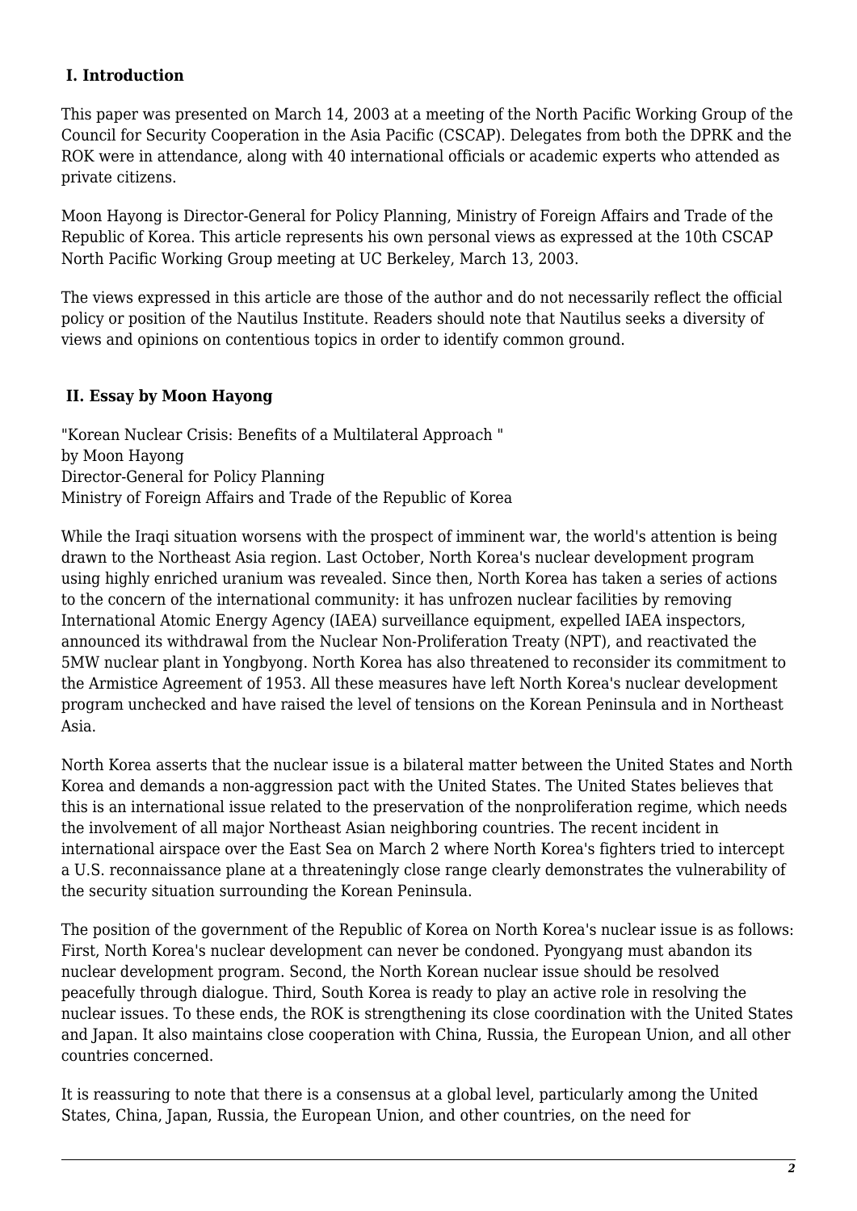## I. Introduction

This paper was presented on March 14, 2003 at a meeting of the North Pacific Working Group of the Council for Security Cooperation in the Asia Pacific (CSCAP). Delegates from both the DPRK and the ROK were in attendance, along with 40 international officials or academic experts who attended as private citizens.

Moon Hayong is Director-General for Policy Planning, Ministry of Foreign Affairs and Trade of the Republic of Korea. This article represents his own personal views as expressed at the 10th CSCAP North Pacific Working Group meeting at UC Berkeley, March 13, 2003.

The views expressed in this article are those of the author and do not necessarily reflect the official policy or position of the Nautilus Institute. Readers should note that Nautilus seeks a diversity of views and opinions on contentious topics in order to identify common ground.

## II. Essay by Moon Hayong

"Korean Nuclear Crisis: Benefits of a Multilateral Approach "
by Moon Hayong
Director-General for Policy Planning
Ministry of Foreign Affairs and Trade of the Republic of Korea

While the Iraqi situation worsens with the prospect of imminent war, the world's attention is being drawn to the Northeast Asia region. Last October, North Korea's nuclear development program using highly enriched uranium was revealed. Since then, North Korea has taken a series of actions to the concern of the international community: it has unfrozen nuclear facilities by removing International Atomic Energy Agency (IAEA) surveillance equipment, expelled IAEA inspectors, announced its withdrawal from the Nuclear Non-Proliferation Treaty (NPT), and reactivated the 5MW nuclear plant in Yongbyong. North Korea has also threatened to reconsider its commitment to the Armistice Agreement of 1953. All these measures have left North Korea's nuclear development program unchecked and have raised the level of tensions on the Korean Peninsula and in Northeast Asia.

North Korea asserts that the nuclear issue is a bilateral matter between the United States and North Korea and demands a non-aggression pact with the United States. The United States believes that this is an international issue related to the preservation of the nonproliferation regime, which needs the involvement of all major Northeast Asian neighboring countries. The recent incident in international airspace over the East Sea on March 2 where North Korea's fighters tried to intercept a U.S. reconnaissance plane at a threateningly close range clearly demonstrates the vulnerability of the security situation surrounding the Korean Peninsula.

The position of the government of the Republic of Korea on North Korea's nuclear issue is as follows: First, North Korea's nuclear development can never be condoned. Pyongyang must abandon its nuclear development program. Second, the North Korean nuclear issue should be resolved peacefully through dialogue. Third, South Korea is ready to play an active role in resolving the nuclear issues. To these ends, the ROK is strengthening its close coordination with the United States and Japan. It also maintains close cooperation with China, Russia, the European Union, and all other countries concerned.

It is reassuring to note that there is a consensus at a global level, particularly among the United States, China, Japan, Russia, the European Union, and other countries, on the need for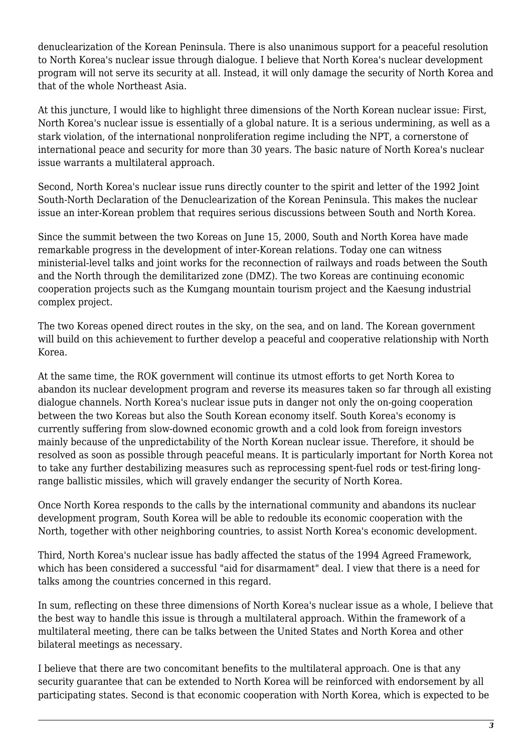denuclearization of the Korean Peninsula. There is also unanimous support for a peaceful resolution to North Korea's nuclear issue through dialogue. I believe that North Korea's nuclear development program will not serve its security at all. Instead, it will only damage the security of North Korea and that of the whole Northeast Asia.

At this juncture, I would like to highlight three dimensions of the North Korean nuclear issue: First, North Korea's nuclear issue is essentially of a global nature. It is a serious undermining, as well as a stark violation, of the international nonproliferation regime including the NPT, a cornerstone of international peace and security for more than 30 years. The basic nature of North Korea's nuclear issue warrants a multilateral approach.

Second, North Korea's nuclear issue runs directly counter to the spirit and letter of the 1992 Joint South-North Declaration of the Denuclearization of the Korean Peninsula. This makes the nuclear issue an inter-Korean problem that requires serious discussions between South and North Korea.

Since the summit between the two Koreas on June 15, 2000, South and North Korea have made remarkable progress in the development of inter-Korean relations. Today one can witness ministerial-level talks and joint works for the reconnection of railways and roads between the South and the North through the demilitarized zone (DMZ). The two Koreas are continuing economic cooperation projects such as the Kumgang mountain tourism project and the Kaesung industrial complex project.

The two Koreas opened direct routes in the sky, on the sea, and on land. The Korean government will build on this achievement to further develop a peaceful and cooperative relationship with North Korea.

At the same time, the ROK government will continue its utmost efforts to get North Korea to abandon its nuclear development program and reverse its measures taken so far through all existing dialogue channels. North Korea's nuclear issue puts in danger not only the on-going cooperation between the two Koreas but also the South Korean economy itself. South Korea's economy is currently suffering from slow-downed economic growth and a cold look from foreign investors mainly because of the unpredictability of the North Korean nuclear issue. Therefore, it should be resolved as soon as possible through peaceful means. It is particularly important for North Korea not to take any further destabilizing measures such as reprocessing spent-fuel rods or test-firing long-range ballistic missiles, which will gravely endanger the security of North Korea.

Once North Korea responds to the calls by the international community and abandons its nuclear development program, South Korea will be able to redouble its economic cooperation with the North, together with other neighboring countries, to assist North Korea's economic development.

Third, North Korea's nuclear issue has badly affected the status of the 1994 Agreed Framework, which has been considered a successful "aid for disarmament" deal. I view that there is a need for talks among the countries concerned in this regard.

In sum, reflecting on these three dimensions of North Korea's nuclear issue as a whole, I believe that the best way to handle this issue is through a multilateral approach. Within the framework of a multilateral meeting, there can be talks between the United States and North Korea and other bilateral meetings as necessary.

I believe that there are two concomitant benefits to the multilateral approach. One is that any security guarantee that can be extended to North Korea will be reinforced with endorsement by all participating states. Second is that economic cooperation with North Korea, which is expected to be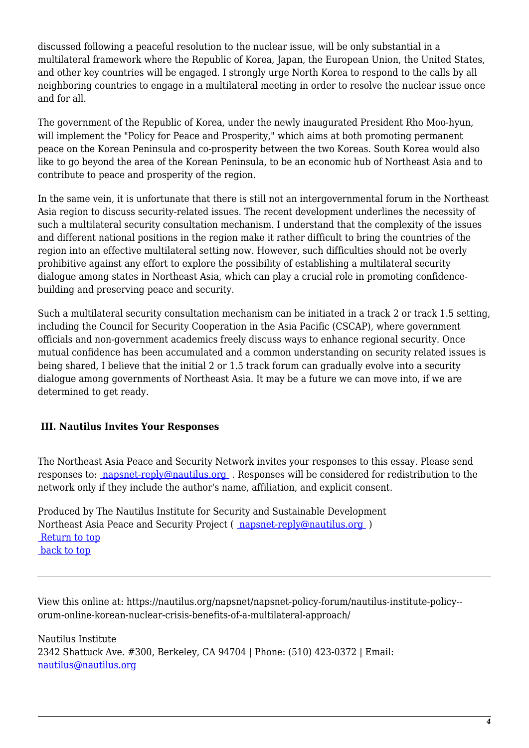discussed following a peaceful resolution to the nuclear issue, will be only substantial in a multilateral framework where the Republic of Korea, Japan, the European Union, the United States, and other key countries will be engaged. I strongly urge North Korea to respond to the calls by all neighboring countries to engage in a multilateral meeting in order to resolve the nuclear issue once and for all.

The government of the Republic of Korea, under the newly inaugurated President Rho Moo-hyun, will implement the "Policy for Peace and Prosperity," which aims at both promoting permanent peace on the Korean Peninsula and co-prosperity between the two Koreas. South Korea would also like to go beyond the area of the Korean Peninsula, to be an economic hub of Northeast Asia and to contribute to peace and prosperity of the region.

In the same vein, it is unfortunate that there is still not an intergovernmental forum in the Northeast Asia region to discuss security-related issues. The recent development underlines the necessity of such a multilateral security consultation mechanism. I understand that the complexity of the issues and different national positions in the region make it rather difficult to bring the countries of the region into an effective multilateral setting now. However, such difficulties should not be overly prohibitive against any effort to explore the possibility of establishing a multilateral security dialogue among states in Northeast Asia, which can play a crucial role in promoting confidence-building and preserving peace and security.

Such a multilateral security consultation mechanism can be initiated in a track 2 or track 1.5 setting, including the Council for Security Cooperation in the Asia Pacific (CSCAP), where government officials and non-government academics freely discuss ways to enhance regional security. Once mutual confidence has been accumulated and a common understanding on security related issues is being shared, I believe that the initial 2 or 1.5 track forum can gradually evolve into a security dialogue among governments of Northeast Asia. It may be a future we can move into, if we are determined to get ready.

### III. Nautilus Invites Your Responses

The Northeast Asia Peace and Security Network invites your responses to this essay. Please send responses to: napsnet-reply@nautilus.org . Responses will be considered for redistribution to the network only if they include the author's name, affiliation, and explicit consent.

Produced by The Nautilus Institute for Security and Sustainable Development
Northeast Asia Peace and Security Project ( napsnet-reply@nautilus.org )
Return to top
back to top

---

View this online at: https://nautilus.org/napsnet/napsnet-policy-forum/nautilus-institute-policy--orum-online-korean-nuclear-crisis-benefits-of-a-multilateral-approach/

Nautilus Institute
2342 Shattuck Ave. #300, Berkeley, CA 94704 | Phone: (510) 423-0372 | Email: nautilus@nautilus.org